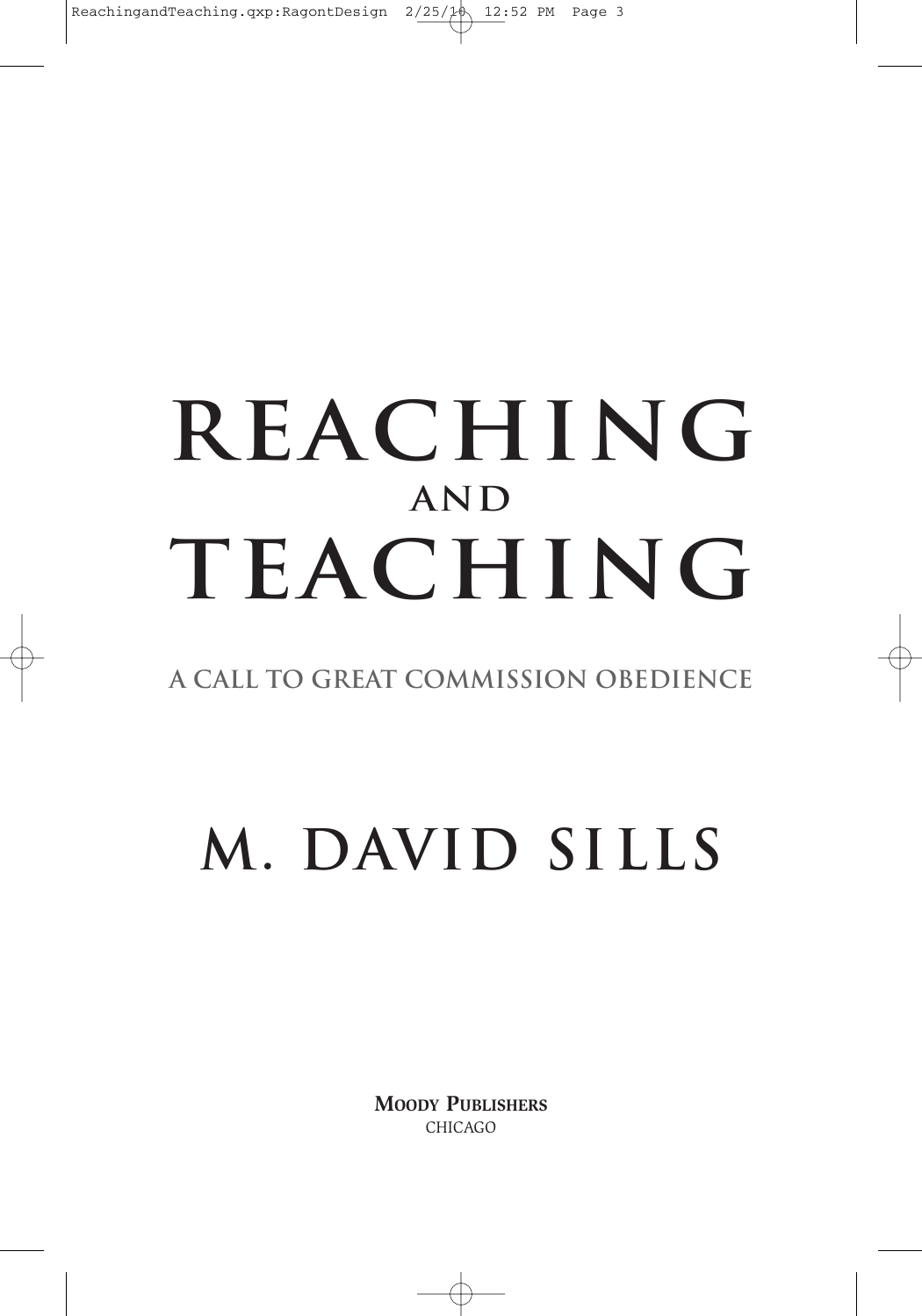# REACHING AND TEACHING

## A CALL TO GREAT COMMISSION OBEDIENCE

## M. DAVID SILLS

**MOODY PUBLISHERS**
CHICAGO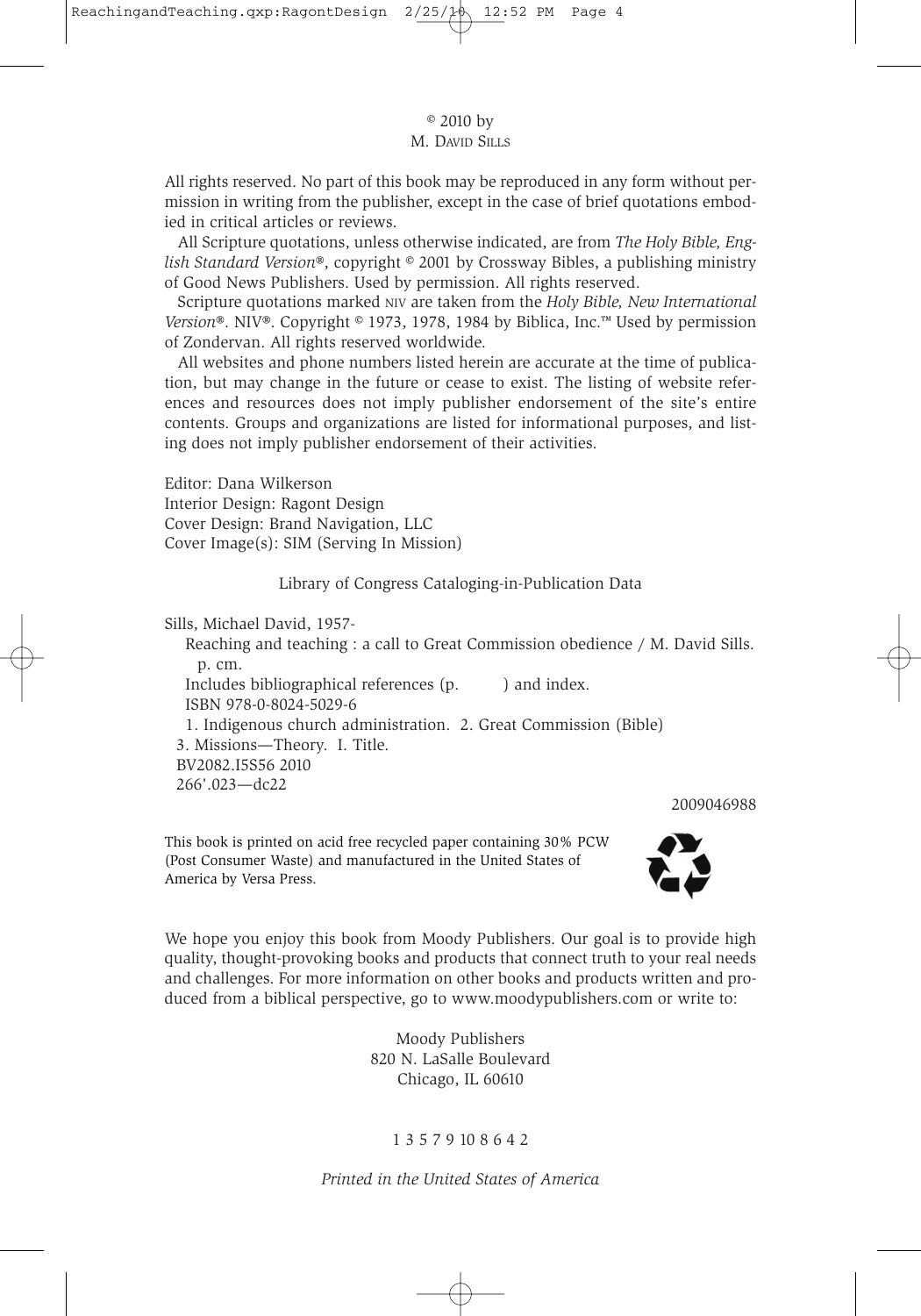© 2010 by
M. DAVID SILLS

All rights reserved. No part of this book may be reproduced in any form without permission in writing from the publisher, except in the case of brief quotations embodied in critical articles or reviews.

All Scripture quotations, unless otherwise indicated, are from *The Holy Bible, English Standard Version*®, copyright © 2001 by Crossway Bibles, a publishing ministry of Good News Publishers. Used by permission. All rights reserved.

Scripture quotations marked NIV are taken from the *Holy Bible, New International Version*®. NIV®. Copyright © 1973, 1978, 1984 by Biblica, Inc.™ Used by permission of Zondervan. All rights reserved worldwide.

All websites and phone numbers listed herein are accurate at the time of publication, but may change in the future or cease to exist. The listing of website references and resources does not imply publisher endorsement of the site's entire contents. Groups and organizations are listed for informational purposes, and listing does not imply publisher endorsement of their activities.

Editor: Dana Wilkerson
Interior Design: Ragont Design
Cover Design: Brand Navigation, LLC
Cover Image(s): SIM (Serving In Mission)

Library of Congress Cataloging-in-Publication Data

Sills, Michael David, 1957-
Reaching and teaching : a call to Great Commission obedience / M. David Sills.
p. cm.
Includes bibliographical references (p. ) and index.
ISBN 978-0-8024-5029-6
1. Indigenous church administration. 2. Great Commission (Bible)
3. Missions—Theory. I. Title.
BV2082.I5S56 2010
266'.023—dc22

2009046988

This book is printed on acid free recycled paper containing 30% PCW (Post Consumer Waste) and manufactured in the United States of America by Versa Press.

We hope you enjoy this book from Moody Publishers. Our goal is to provide high quality, thought-provoking books and products that connect truth to your real needs and challenges. For more information on other books and products written and produced from a biblical perspective, go to www.moodypublishers.com or write to:

Moody Publishers
820 N. LaSalle Boulevard
Chicago, IL 60610

1 3 5 7 9 10 8 6 4 2

*Printed in the United States of America*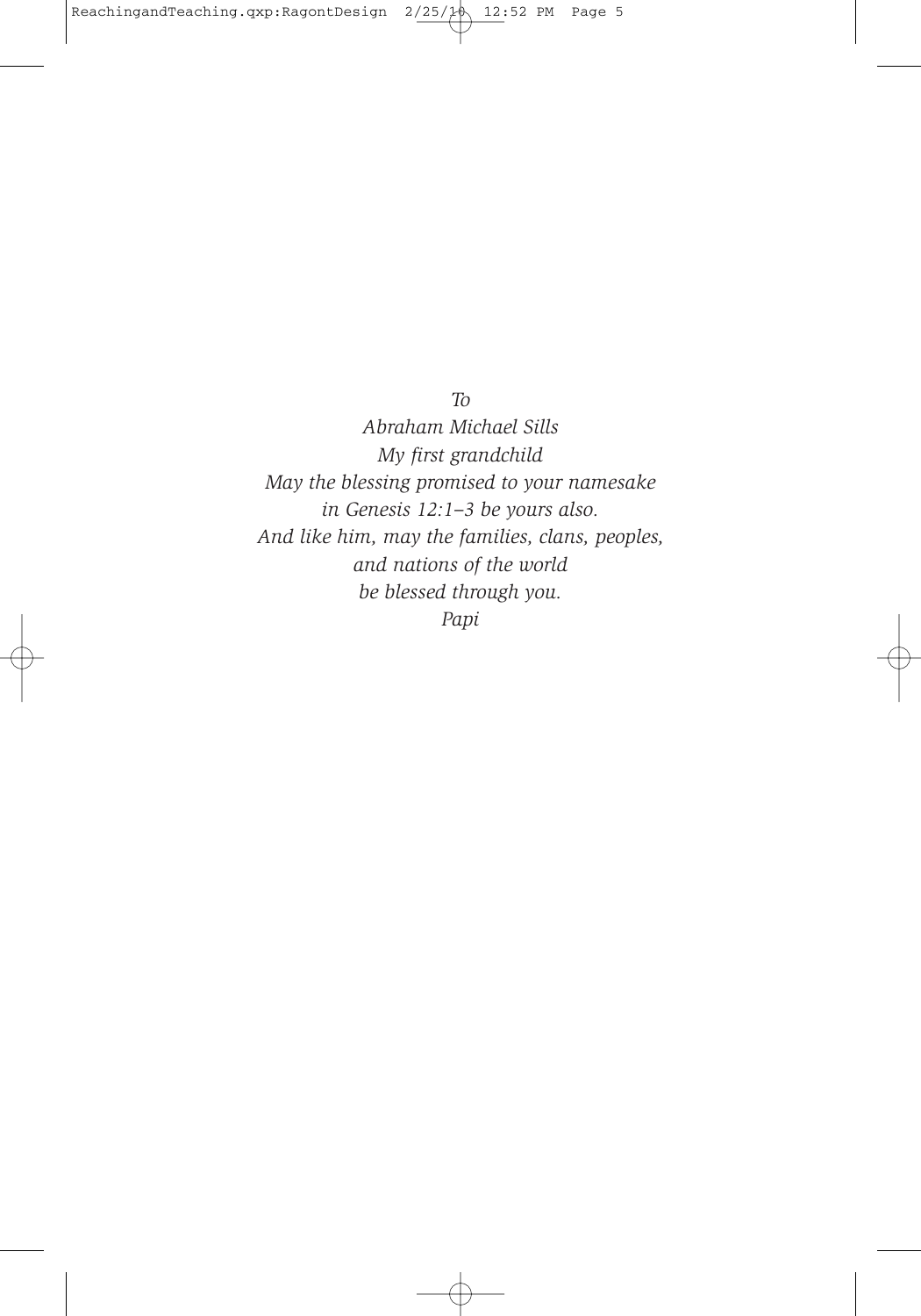*To*

*Abraham Michael Sills*

*My first grandchild*

*May the blessing promised to your namesake*

*in Genesis 12:1–3 be yours also.*

*And like him, may the families, clans, peoples,*

*and nations of the world*

*be blessed through you.*

*Papi*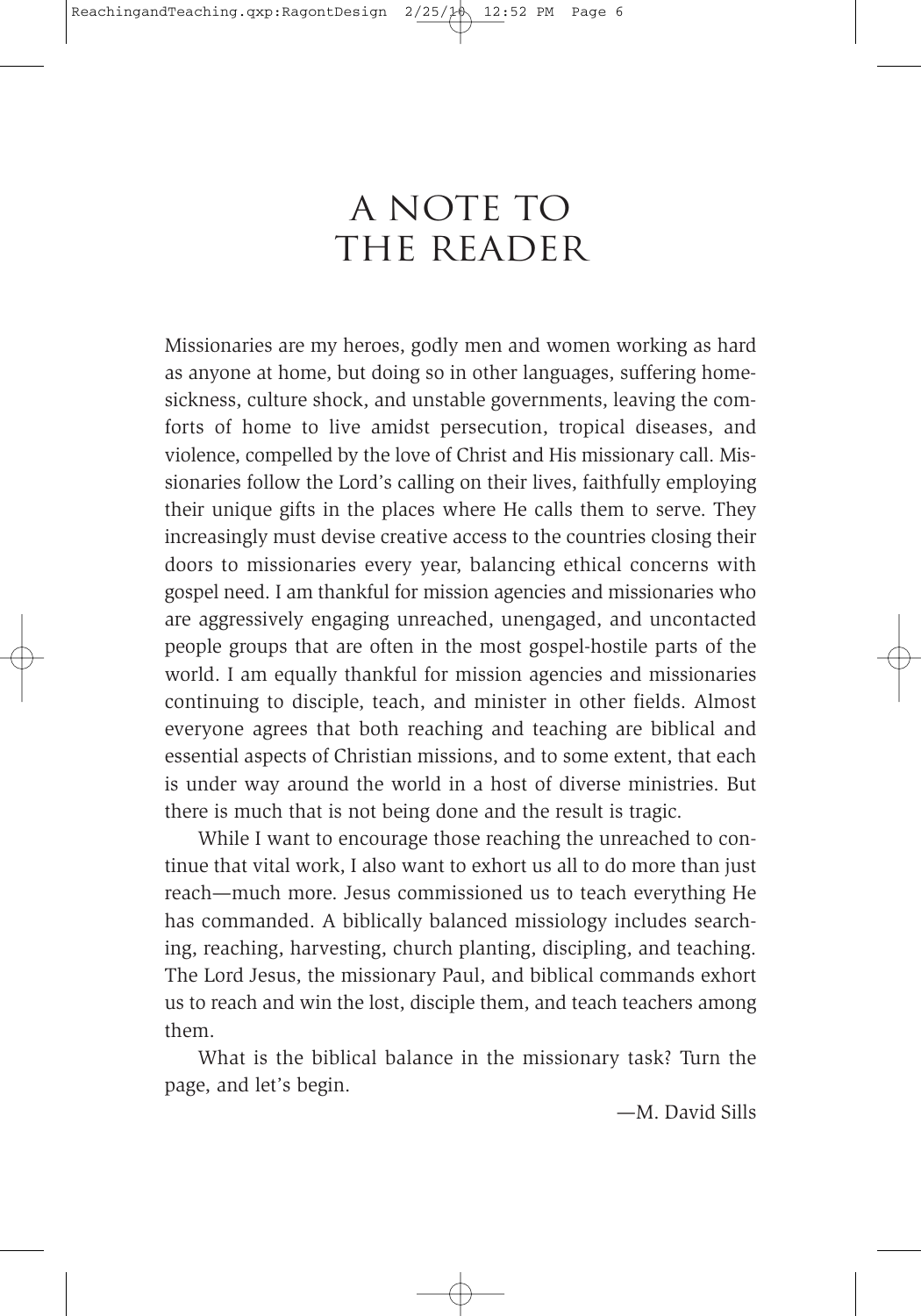# A NOTE TO THE READER

Missionaries are my heroes, godly men and women working as hard as anyone at home, but doing so in other languages, suffering homesickness, culture shock, and unstable governments, leaving the comforts of home to live amidst persecution, tropical diseases, and violence, compelled by the love of Christ and His missionary call. Missionaries follow the Lord's calling on their lives, faithfully employing their unique gifts in the places where He calls them to serve. They increasingly must devise creative access to the countries closing their doors to missionaries every year, balancing ethical concerns with gospel need. I am thankful for mission agencies and missionaries who are aggressively engaging unreached, unengaged, and uncontacted people groups that are often in the most gospel-hostile parts of the world. I am equally thankful for mission agencies and missionaries continuing to disciple, teach, and minister in other fields. Almost everyone agrees that both reaching and teaching are biblical and essential aspects of Christian missions, and to some extent, that each is under way around the world in a host of diverse ministries. But there is much that is not being done and the result is tragic.

While I want to encourage those reaching the unreached to continue that vital work, I also want to exhort us all to do more than just reach—much more. Jesus commissioned us to teach everything He has commanded. A biblically balanced missiology includes searching, reaching, harvesting, church planting, discipling, and teaching. The Lord Jesus, the missionary Paul, and biblical commands exhort us to reach and win the lost, disciple them, and teach teachers among them.

What is the biblical balance in the missionary task? Turn the page, and let's begin.

—M. David Sills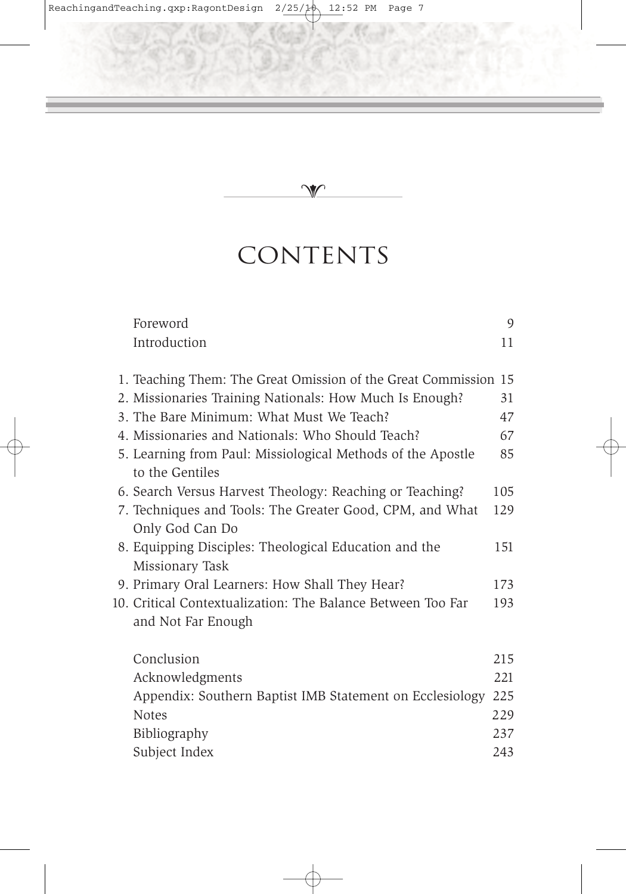# CONTENTS

| | |
|---|---|
| Foreword | 9 |
| Introduction | 11 |
| 1. Teaching Them: The Great Omission of the Great Commission | 15 |
| 2. Missionaries Training Nationals: How Much Is Enough? | 31 |
| 3. The Bare Minimum: What Must We Teach? | 47 |
| 4. Missionaries and Nationals: Who Should Teach? | 67 |
| 5. Learning from Paul: Missiological Methods of the Apostle to the Gentiles | 85 |
| 6. Search Versus Harvest Theology: Reaching or Teaching? | 105 |
| 7. Techniques and Tools: The Greater Good, CPM, and What Only God Can Do | 129 |
| 8. Equipping Disciples: Theological Education and the Missionary Task | 151 |
| 9. Primary Oral Learners: How Shall They Hear? | 173 |
| 10. Critical Contextualization: The Balance Between Too Far and Not Far Enough | 193 |
| Conclusion | 215 |
| Acknowledgments | 221 |
| Appendix: Southern Baptist IMB Statement on Ecclesiology | 225 |
| Notes | 229 |
| Bibliography | 237 |
| Subject Index | 243 |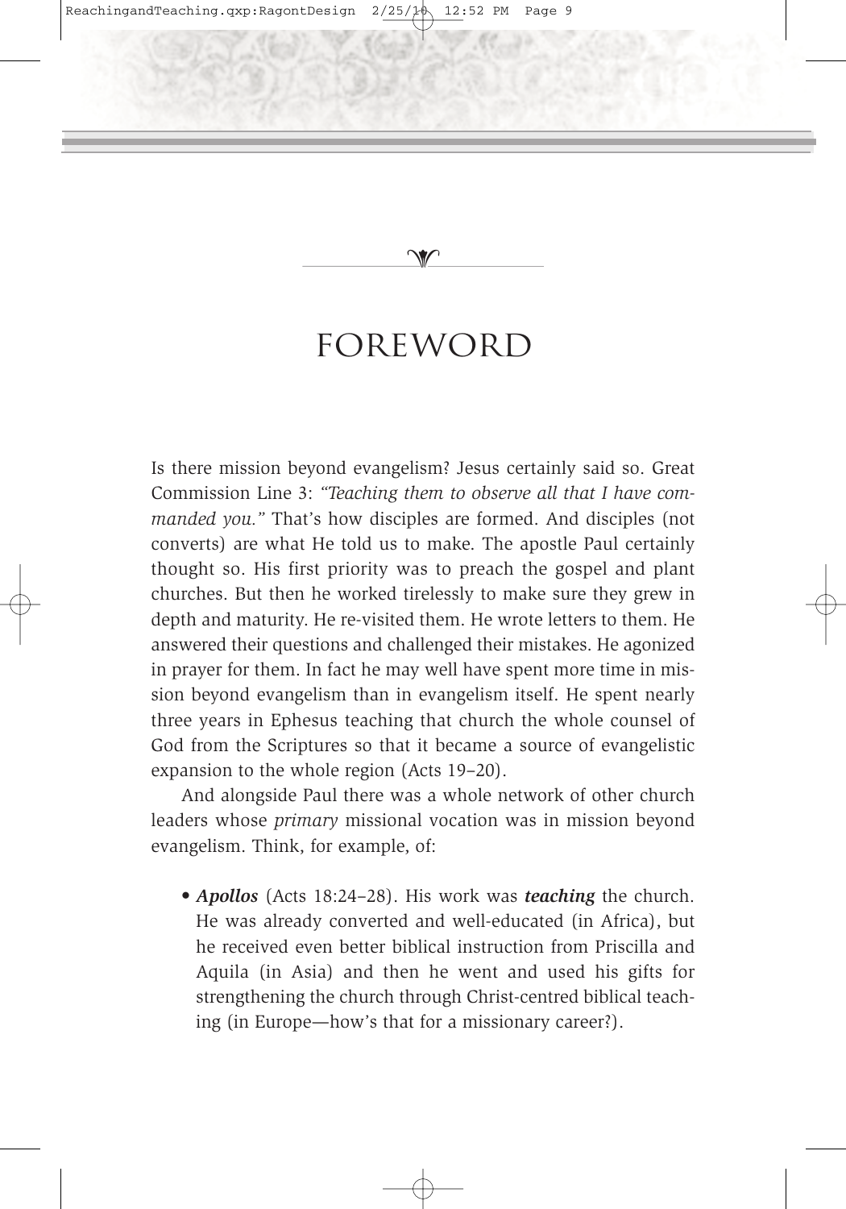# FOREWORD

Is there mission beyond evangelism? Jesus certainly said so. Great Commission Line 3: *"Teaching them to observe all that I have commanded you."* That's how disciples are formed. And disciples (not converts) are what He told us to make. The apostle Paul certainly thought so. His first priority was to preach the gospel and plant churches. But then he worked tirelessly to make sure they grew in depth and maturity. He re-visited them. He wrote letters to them. He answered their questions and challenged their mistakes. He agonized in prayer for them. In fact he may well have spent more time in mission beyond evangelism than in evangelism itself. He spent nearly three years in Ephesus teaching that church the whole counsel of God from the Scriptures so that it became a source of evangelistic expansion to the whole region (Acts 19–20).

And alongside Paul there was a whole network of other church leaders whose *primary* missional vocation was in mission beyond evangelism. Think, for example, of:

- ***Apollos*** (Acts 18:24–28). His work was ***teaching*** the church. He was already converted and well-educated (in Africa), but he received even better biblical instruction from Priscilla and Aquila (in Asia) and then he went and used his gifts for strengthening the church through Christ-centred biblical teaching (in Europe—how's that for a missionary career?).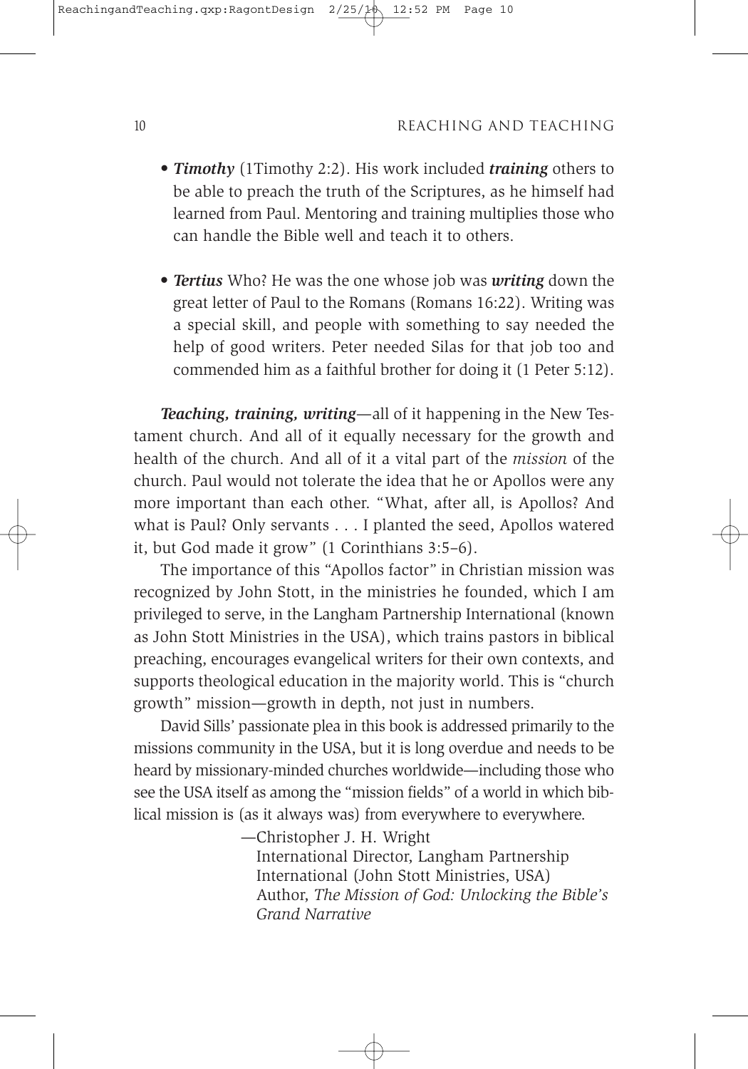- ***Timothy*** (1Timothy 2:2). His work included ***training*** others to be able to preach the truth of the Scriptures, as he himself had learned from Paul. Mentoring and training multiplies those who can handle the Bible well and teach it to others.

- ***Tertius*** Who? He was the one whose job was ***writing*** down the great letter of Paul to the Romans (Romans 16:22). Writing was a special skill, and people with something to say needed the help of good writers. Peter needed Silas for that job too and commended him as a faithful brother for doing it (1 Peter 5:12).

***Teaching, training, writing***—all of it happening in the New Testament church. And all of it equally necessary for the growth and health of the church. And all of it a vital part of the *mission* of the church. Paul would not tolerate the idea that he or Apollos were any more important than each other. "What, after all, is Apollos? And what is Paul? Only servants . . . I planted the seed, Apollos watered it, but God made it grow" (1 Corinthians 3:5–6).

The importance of this "Apollos factor" in Christian mission was recognized by John Stott, in the ministries he founded, which I am privileged to serve, in the Langham Partnership International (known as John Stott Ministries in the USA), which trains pastors in biblical preaching, encourages evangelical writers for their own contexts, and supports theological education in the majority world. This is "church growth" mission—growth in depth, not just in numbers.

David Sills' passionate plea in this book is addressed primarily to the missions community in the USA, but it is long overdue and needs to be heard by missionary-minded churches worldwide—including those who see the USA itself as among the "mission fields" of a world in which biblical mission is (as it always was) from everywhere to everywhere.

—Christopher J. H. Wright
International Director, Langham Partnership International (John Stott Ministries, USA)
Author, *The Mission of God: Unlocking the Bible's Grand Narrative*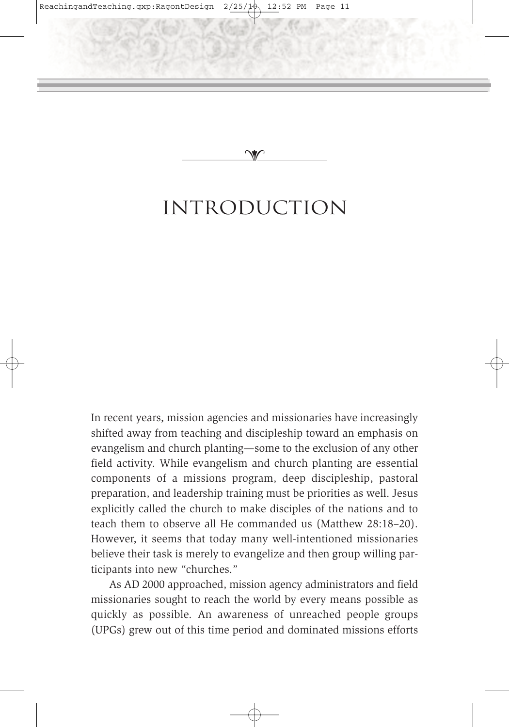# INTRODUCTION

In recent years, mission agencies and missionaries have increasingly shifted away from teaching and discipleship toward an emphasis on evangelism and church planting—some to the exclusion of any other field activity. While evangelism and church planting are essential components of a missions program, deep discipleship, pastoral preparation, and leadership training must be priorities as well. Jesus explicitly called the church to make disciples of the nations and to teach them to observe all He commanded us (Matthew 28:18–20). However, it seems that today many well-intentioned missionaries believe their task is merely to evangelize and then group willing participants into new "churches."

As AD 2000 approached, mission agency administrators and field missionaries sought to reach the world by every means possible as quickly as possible. An awareness of unreached people groups (UPGs) grew out of this time period and dominated missions efforts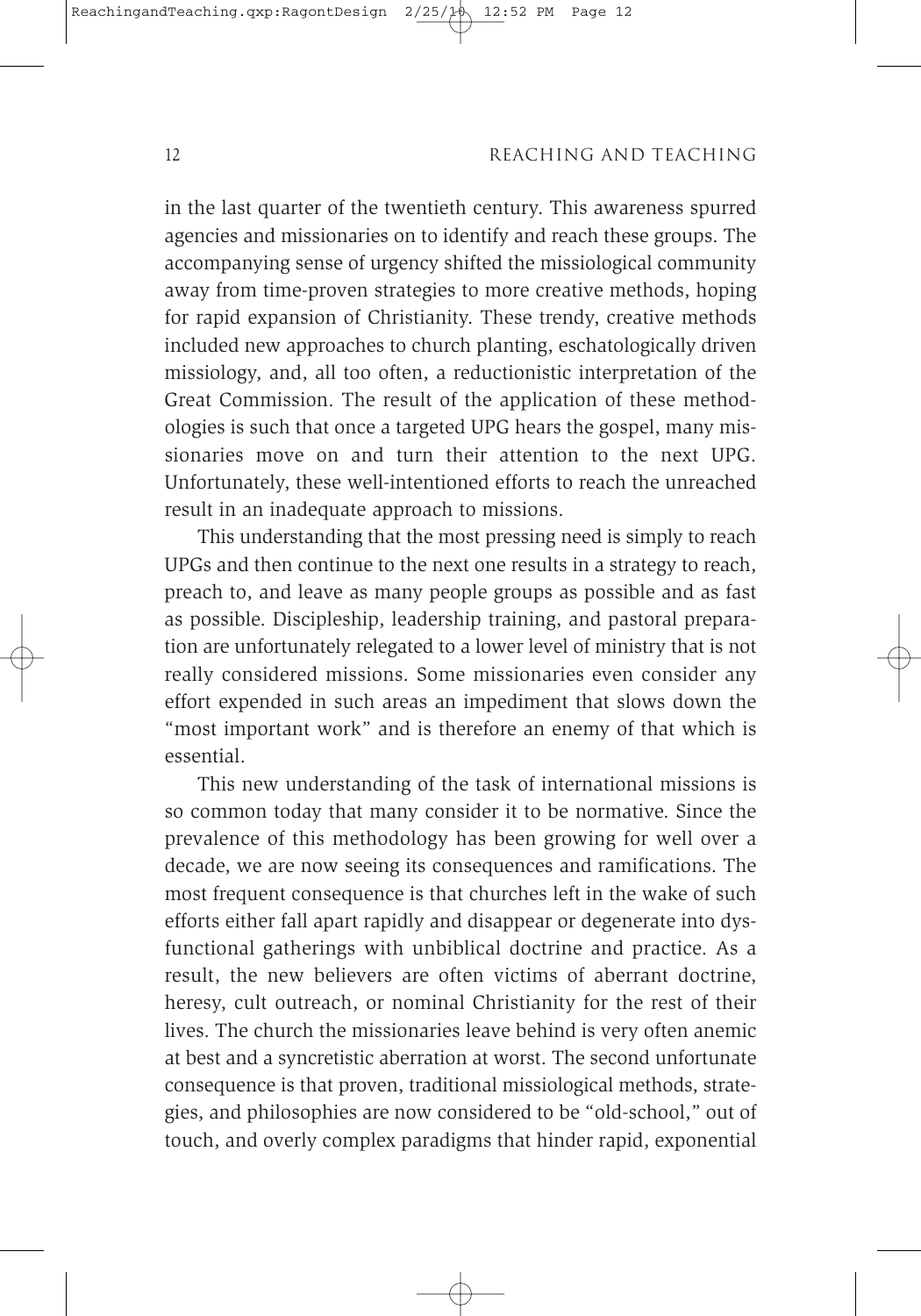in the last quarter of the twentieth century. This awareness spurred agencies and missionaries on to identify and reach these groups. The accompanying sense of urgency shifted the missiological community away from time-proven strategies to more creative methods, hoping for rapid expansion of Christianity. These trendy, creative methods included new approaches to church planting, eschatologically driven missiology, and, all too often, a reductionistic interpretation of the Great Commission. The result of the application of these methodologies is such that once a targeted UPG hears the gospel, many missionaries move on and turn their attention to the next UPG. Unfortunately, these well-intentioned efforts to reach the unreached result in an inadequate approach to missions.

This understanding that the most pressing need is simply to reach UPGs and then continue to the next one results in a strategy to reach, preach to, and leave as many people groups as possible and as fast as possible. Discipleship, leadership training, and pastoral preparation are unfortunately relegated to a lower level of ministry that is not really considered missions. Some missionaries even consider any effort expended in such areas an impediment that slows down the "most important work" and is therefore an enemy of that which is essential.

This new understanding of the task of international missions is so common today that many consider it to be normative. Since the prevalence of this methodology has been growing for well over a decade, we are now seeing its consequences and ramifications. The most frequent consequence is that churches left in the wake of such efforts either fall apart rapidly and disappear or degenerate into dysfunctional gatherings with unbiblical doctrine and practice. As a result, the new believers are often victims of aberrant doctrine, heresy, cult outreach, or nominal Christianity for the rest of their lives. The church the missionaries leave behind is very often anemic at best and a syncretistic aberration at worst. The second unfortunate consequence is that proven, traditional missiological methods, strategies, and philosophies are now considered to be "old-school," out of touch, and overly complex paradigms that hinder rapid, exponential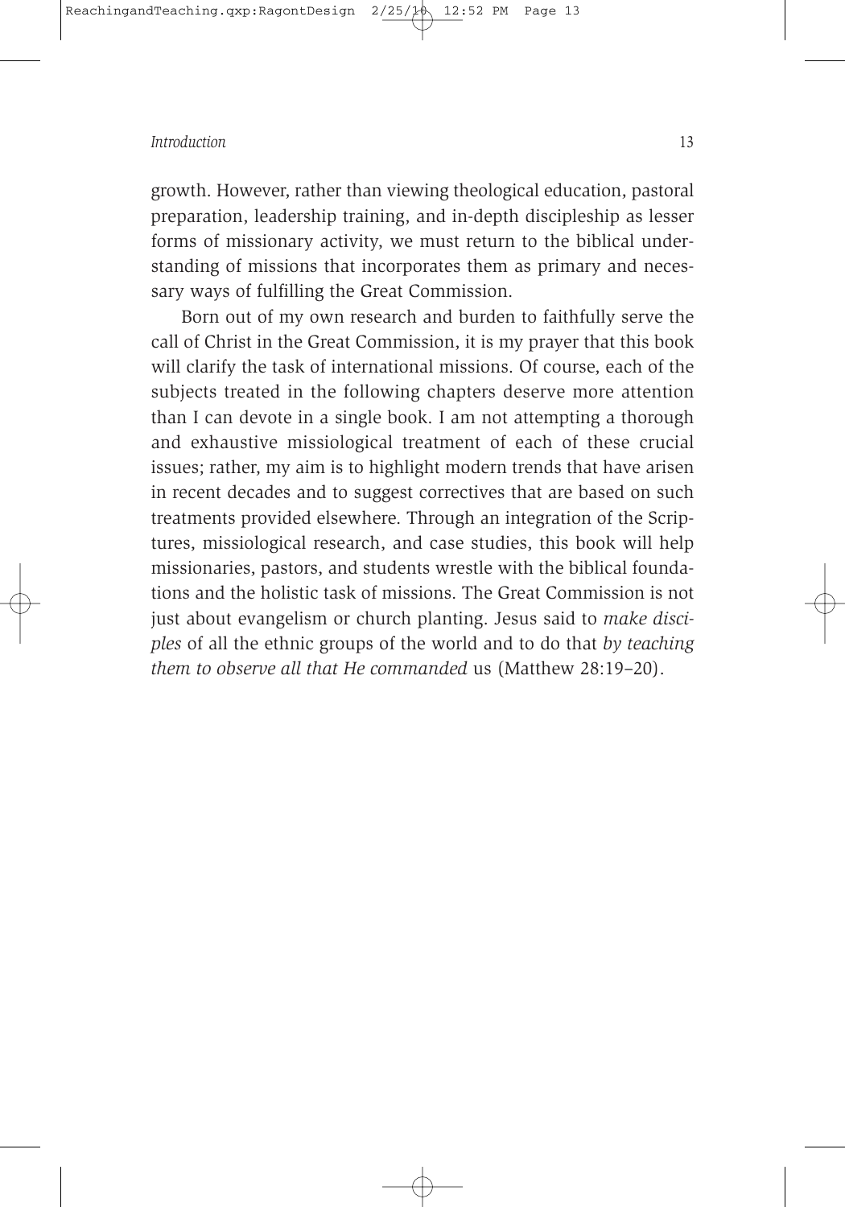growth. However, rather than viewing theological education, pastoral preparation, leadership training, and in-depth discipleship as lesser forms of missionary activity, we must return to the biblical understanding of missions that incorporates them as primary and necessary ways of fulfilling the Great Commission.

Born out of my own research and burden to faithfully serve the call of Christ in the Great Commission, it is my prayer that this book will clarify the task of international missions. Of course, each of the subjects treated in the following chapters deserve more attention than I can devote in a single book. I am not attempting a thorough and exhaustive missiological treatment of each of these crucial issues; rather, my aim is to highlight modern trends that have arisen in recent decades and to suggest correctives that are based on such treatments provided elsewhere. Through an integration of the Scriptures, missiological research, and case studies, this book will help missionaries, pastors, and students wrestle with the biblical foundations and the holistic task of missions. The Great Commission is not just about evangelism or church planting. Jesus said to *make disciples* of all the ethnic groups of the world and to do that *by teaching them to observe all that He commanded* us (Matthew 28:19–20).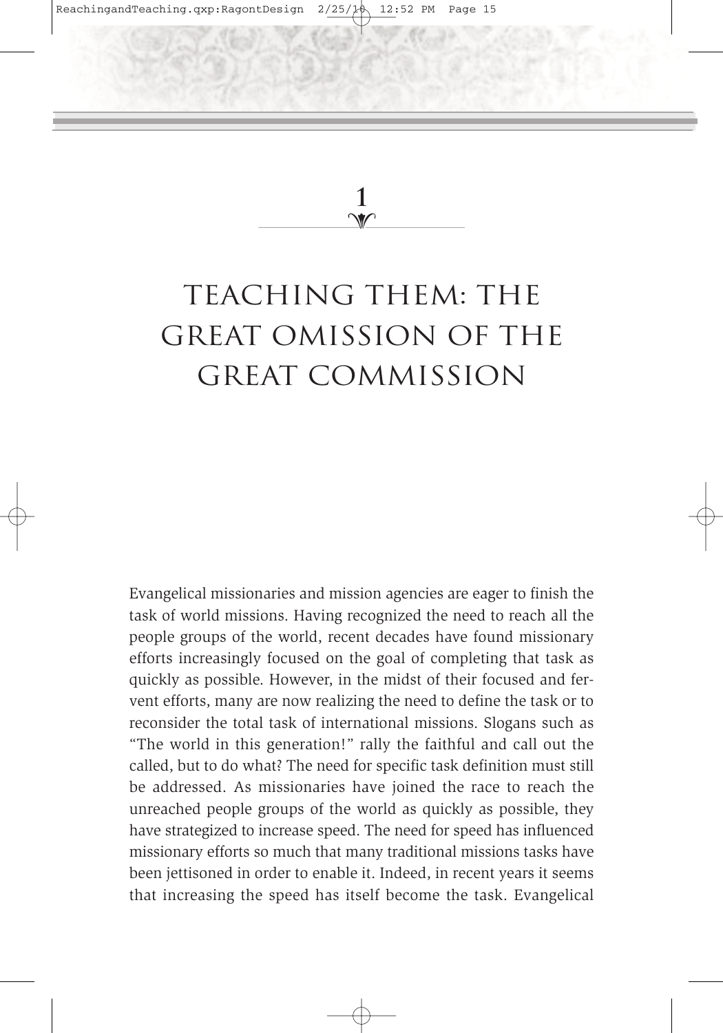# 1

# TEACHING THEM: THE GREAT OMISSION OF THE GREAT COMMISSION

Evangelical missionaries and mission agencies are eager to finish the task of world missions. Having recognized the need to reach all the people groups of the world, recent decades have found missionary efforts increasingly focused on the goal of completing that task as quickly as possible. However, in the midst of their focused and fervent efforts, many are now realizing the need to define the task or to reconsider the total task of international missions. Slogans such as "The world in this generation!" rally the faithful and call out the called, but to do what? The need for specific task definition must still be addressed. As missionaries have joined the race to reach the unreached people groups of the world as quickly as possible, they have strategized to increase speed. The need for speed has influenced missionary efforts so much that many traditional missions tasks have been jettisoned in order to enable it. Indeed, in recent years it seems that increasing the speed has itself become the task. Evangelical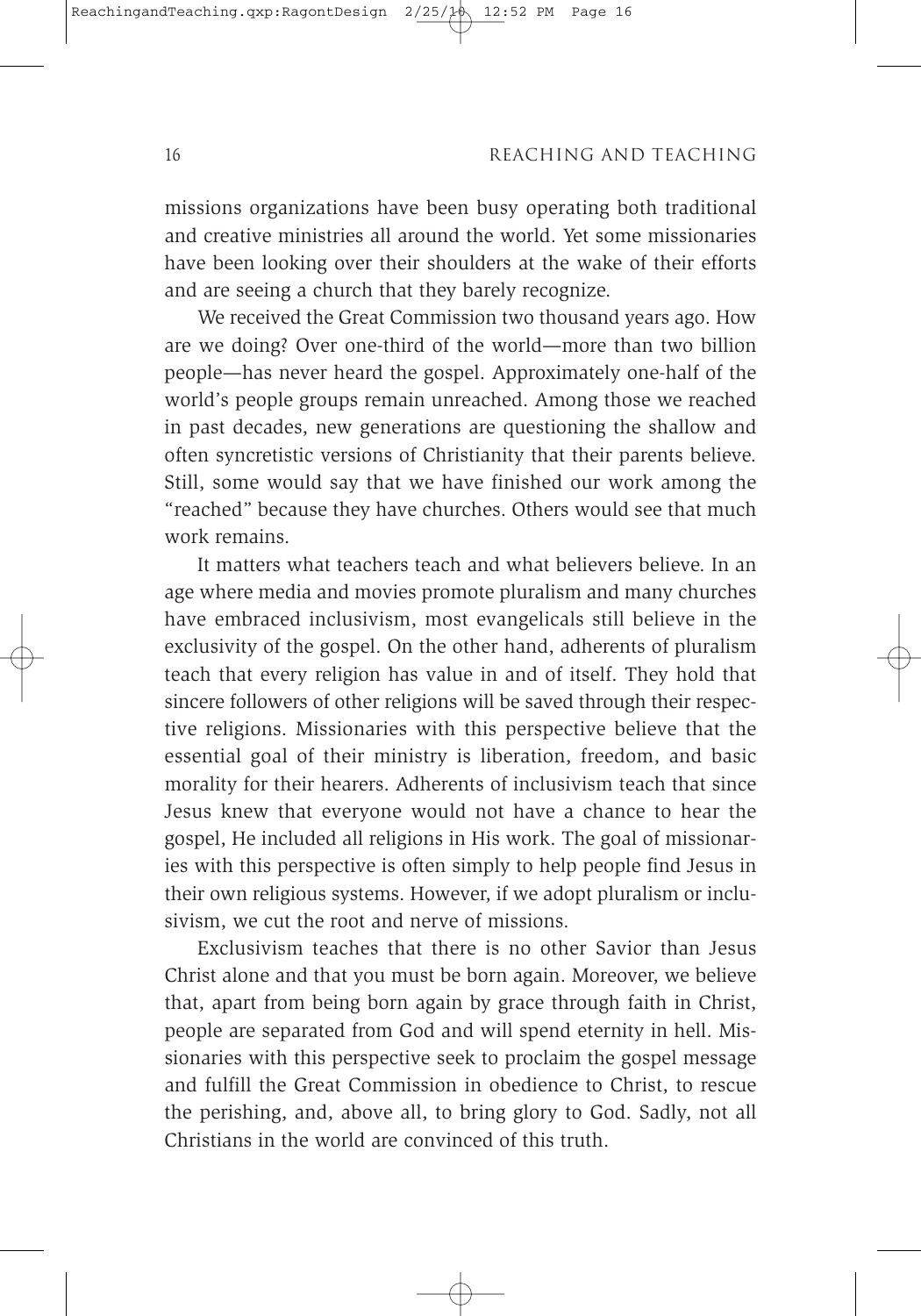missions organizations have been busy operating both traditional and creative ministries all around the world. Yet some missionaries have been looking over their shoulders at the wake of their efforts and are seeing a church that they barely recognize.

We received the Great Commission two thousand years ago. How are we doing? Over one-third of the world—more than two billion people—has never heard the gospel. Approximately one-half of the world's people groups remain unreached. Among those we reached in past decades, new generations are questioning the shallow and often syncretistic versions of Christianity that their parents believe. Still, some would say that we have finished our work among the "reached" because they have churches. Others would see that much work remains.

It matters what teachers teach and what believers believe. In an age where media and movies promote pluralism and many churches have embraced inclusivism, most evangelicals still believe in the exclusivity of the gospel. On the other hand, adherents of pluralism teach that every religion has value in and of itself. They hold that sincere followers of other religions will be saved through their respective religions. Missionaries with this perspective believe that the essential goal of their ministry is liberation, freedom, and basic morality for their hearers. Adherents of inclusivism teach that since Jesus knew that everyone would not have a chance to hear the gospel, He included all religions in His work. The goal of missionaries with this perspective is often simply to help people find Jesus in their own religious systems. However, if we adopt pluralism or inclusivism, we cut the root and nerve of missions.

Exclusivism teaches that there is no other Savior than Jesus Christ alone and that you must be born again. Moreover, we believe that, apart from being born again by grace through faith in Christ, people are separated from God and will spend eternity in hell. Missionaries with this perspective seek to proclaim the gospel message and fulfill the Great Commission in obedience to Christ, to rescue the perishing, and, above all, to bring glory to God. Sadly, not all Christians in the world are convinced of this truth.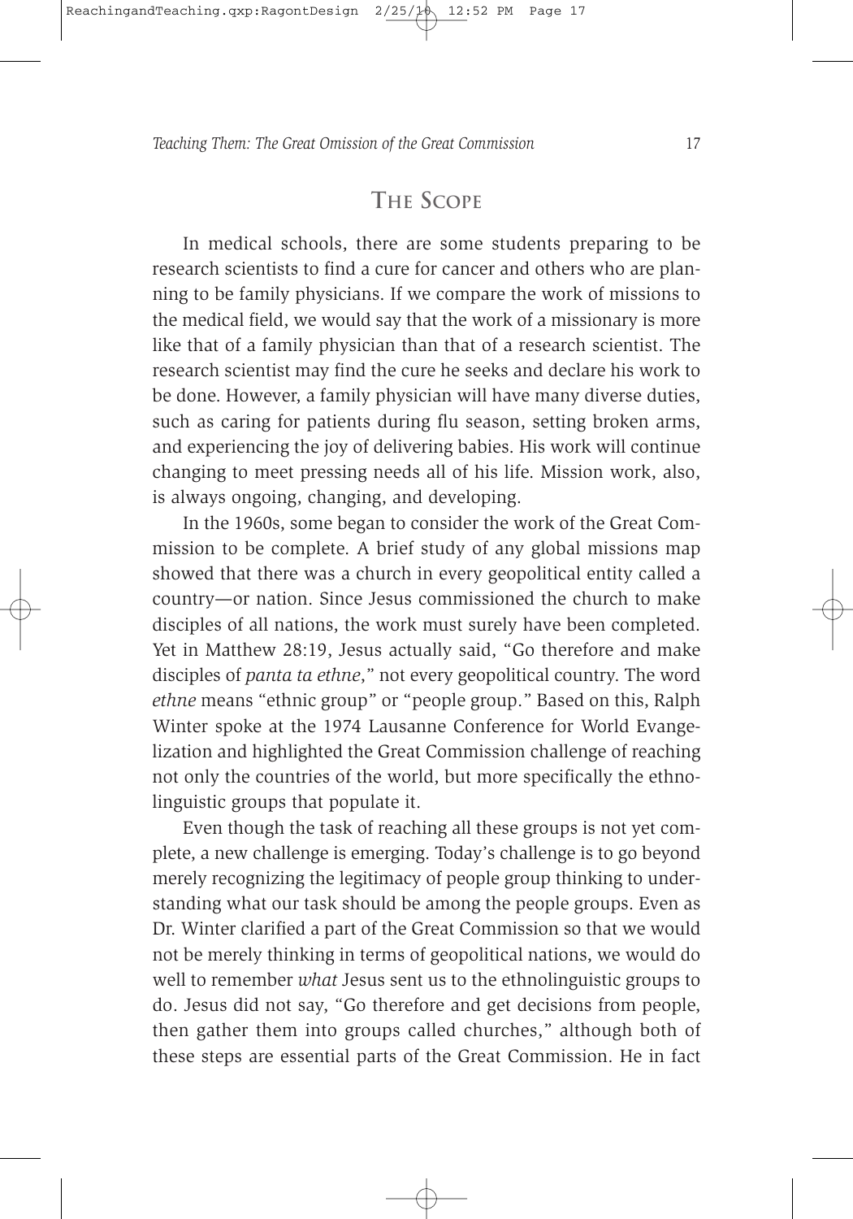## THE SCOPE

In medical schools, there are some students preparing to be research scientists to find a cure for cancer and others who are planning to be family physicians. If we compare the work of missions to the medical field, we would say that the work of a missionary is more like that of a family physician than that of a research scientist. The research scientist may find the cure he seeks and declare his work to be done. However, a family physician will have many diverse duties, such as caring for patients during flu season, setting broken arms, and experiencing the joy of delivering babies. His work will continue changing to meet pressing needs all of his life. Mission work, also, is always ongoing, changing, and developing.

In the 1960s, some began to consider the work of the Great Commission to be complete. A brief study of any global missions map showed that there was a church in every geopolitical entity called a country—or nation. Since Jesus commissioned the church to make disciples of all nations, the work must surely have been completed. Yet in Matthew 28:19, Jesus actually said, "Go therefore and make disciples of *panta ta ethne*," not every geopolitical country. The word *ethne* means "ethnic group" or "people group." Based on this, Ralph Winter spoke at the 1974 Lausanne Conference for World Evangelization and highlighted the Great Commission challenge of reaching not only the countries of the world, but more specifically the ethnolinguistic groups that populate it.

Even though the task of reaching all these groups is not yet complete, a new challenge is emerging. Today's challenge is to go beyond merely recognizing the legitimacy of people group thinking to understanding what our task should be among the people groups. Even as Dr. Winter clarified a part of the Great Commission so that we would not be merely thinking in terms of geopolitical nations, we would do well to remember *what* Jesus sent us to the ethnolinguistic groups to do. Jesus did not say, "Go therefore and get decisions from people, then gather them into groups called churches," although both of these steps are essential parts of the Great Commission. He in fact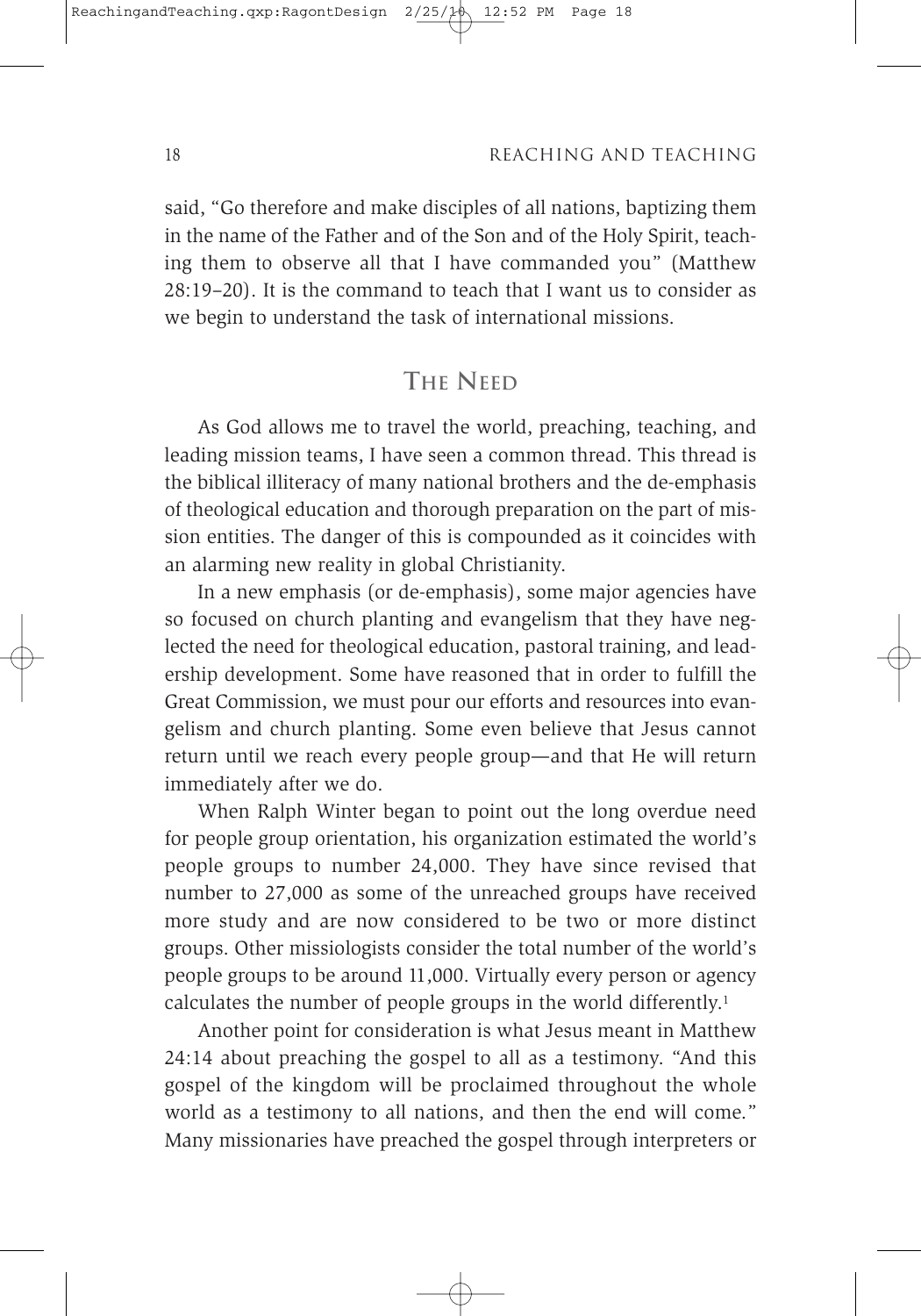said, "Go therefore and make disciples of all nations, baptizing them in the name of the Father and of the Son and of the Holy Spirit, teaching them to observe all that I have commanded you" (Matthew 28:19–20). It is the command to teach that I want us to consider as we begin to understand the task of international missions.

## The Need

As God allows me to travel the world, preaching, teaching, and leading mission teams, I have seen a common thread. This thread is the biblical illiteracy of many national brothers and the de-emphasis of theological education and thorough preparation on the part of mission entities. The danger of this is compounded as it coincides with an alarming new reality in global Christianity.

In a new emphasis (or de-emphasis), some major agencies have so focused on church planting and evangelism that they have neglected the need for theological education, pastoral training, and leadership development. Some have reasoned that in order to fulfill the Great Commission, we must pour our efforts and resources into evangelism and church planting. Some even believe that Jesus cannot return until we reach every people group—and that He will return immediately after we do.

When Ralph Winter began to point out the long overdue need for people group orientation, his organization estimated the world's people groups to number 24,000. They have since revised that number to 27,000 as some of the unreached groups have received more study and are now considered to be two or more distinct groups. Other missiologists consider the total number of the world's people groups to be around 11,000. Virtually every person or agency calculates the number of people groups in the world differently.[1]

Another point for consideration is what Jesus meant in Matthew 24:14 about preaching the gospel to all as a testimony. "And this gospel of the kingdom will be proclaimed throughout the whole world as a testimony to all nations, and then the end will come." Many missionaries have preached the gospel through interpreters or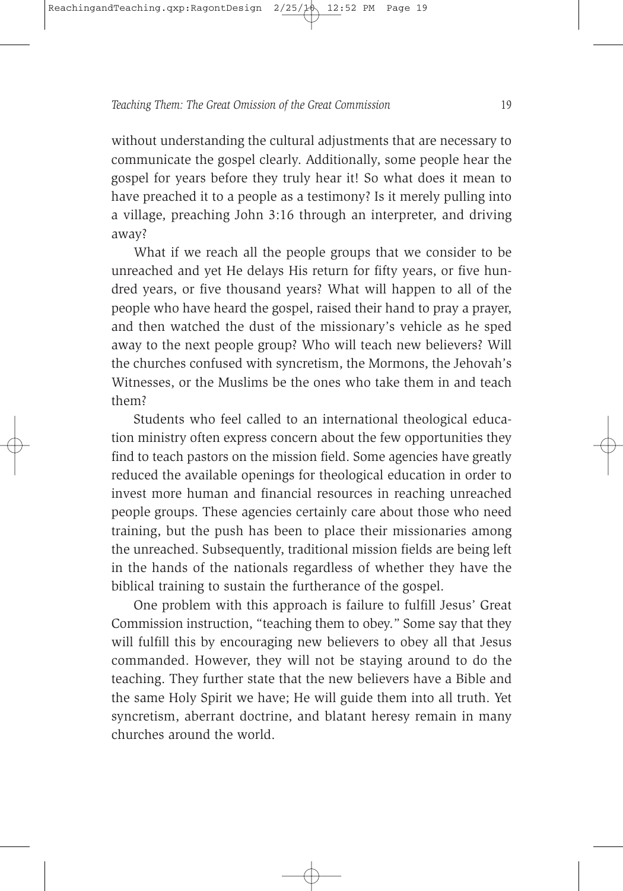without understanding the cultural adjustments that are necessary to communicate the gospel clearly. Additionally, some people hear the gospel for years before they truly hear it! So what does it mean to have preached it to a people as a testimony? Is it merely pulling into a village, preaching John 3:16 through an interpreter, and driving away?

What if we reach all the people groups that we consider to be unreached and yet He delays His return for fifty years, or five hundred years, or five thousand years? What will happen to all of the people who have heard the gospel, raised their hand to pray a prayer, and then watched the dust of the missionary's vehicle as he sped away to the next people group? Who will teach new believers? Will the churches confused with syncretism, the Mormons, the Jehovah's Witnesses, or the Muslims be the ones who take them in and teach them?

Students who feel called to an international theological education ministry often express concern about the few opportunities they find to teach pastors on the mission field. Some agencies have greatly reduced the available openings for theological education in order to invest more human and financial resources in reaching unreached people groups. These agencies certainly care about those who need training, but the push has been to place their missionaries among the unreached. Subsequently, traditional mission fields are being left in the hands of the nationals regardless of whether they have the biblical training to sustain the furtherance of the gospel.

One problem with this approach is failure to fulfill Jesus' Great Commission instruction, "teaching them to obey." Some say that they will fulfill this by encouraging new believers to obey all that Jesus commanded. However, they will not be staying around to do the teaching. They further state that the new believers have a Bible and the same Holy Spirit we have; He will guide them into all truth. Yet syncretism, aberrant doctrine, and blatant heresy remain in many churches around the world.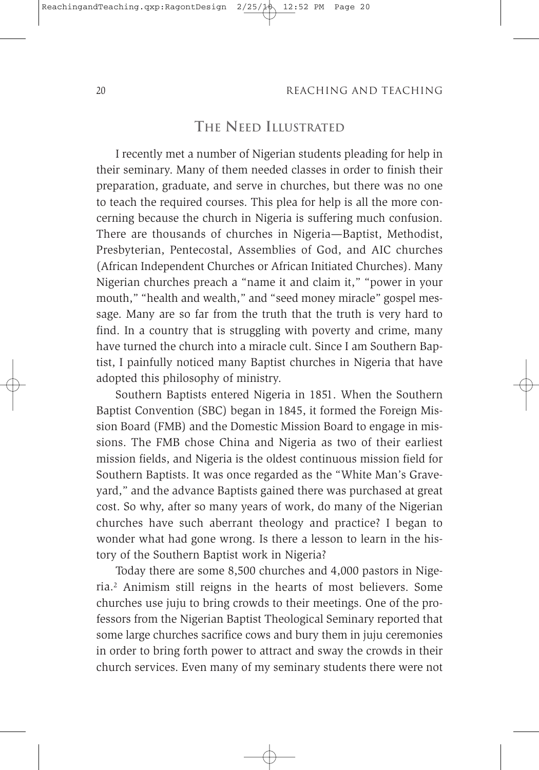## The Need Illustrated

I recently met a number of Nigerian students pleading for help in their seminary. Many of them needed classes in order to finish their preparation, graduate, and serve in churches, but there was no one to teach the required courses. This plea for help is all the more concerning because the church in Nigeria is suffering much confusion. There are thousands of churches in Nigeria—Baptist, Methodist, Presbyterian, Pentecostal, Assemblies of God, and AIC churches (African Independent Churches or African Initiated Churches). Many Nigerian churches preach a "name it and claim it," "power in your mouth," "health and wealth," and "seed money miracle" gospel message. Many are so far from the truth that the truth is very hard to find. In a country that is struggling with poverty and crime, many have turned the church into a miracle cult. Since I am Southern Baptist, I painfully noticed many Baptist churches in Nigeria that have adopted this philosophy of ministry.

Southern Baptists entered Nigeria in 1851. When the Southern Baptist Convention (SBC) began in 1845, it formed the Foreign Mission Board (FMB) and the Domestic Mission Board to engage in missions. The FMB chose China and Nigeria as two of their earliest mission fields, and Nigeria is the oldest continuous mission field for Southern Baptists. It was once regarded as the "White Man's Graveyard," and the advance Baptists gained there was purchased at great cost. So why, after so many years of work, do many of the Nigerian churches have such aberrant theology and practice? I began to wonder what had gone wrong. Is there a lesson to learn in the history of the Southern Baptist work in Nigeria?

Today there are some 8,500 churches and 4,000 pastors in Nigeria.[2] Animism still reigns in the hearts of most believers. Some churches use juju to bring crowds to their meetings. One of the professors from the Nigerian Baptist Theological Seminary reported that some large churches sacrifice cows and bury them in juju ceremonies in order to bring forth power to attract and sway the crowds in their church services. Even many of my seminary students there were not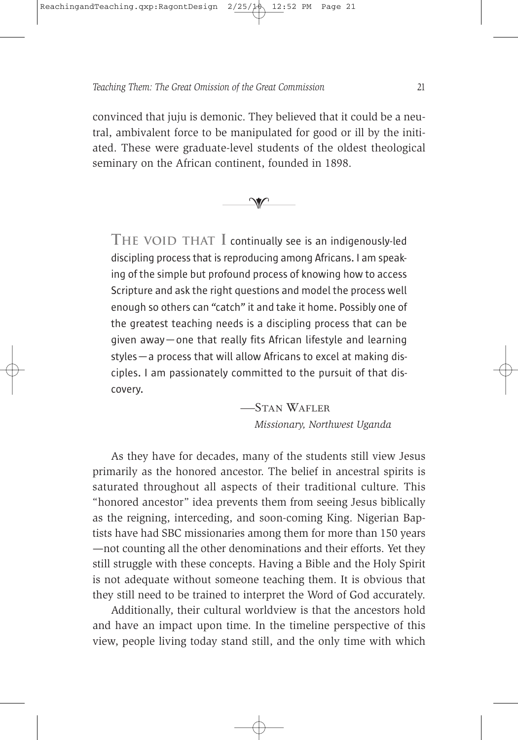convinced that juju is demonic. They believed that it could be a neutral, ambivalent force to be manipulated for good or ill by the initiated. These were graduate-level students of the oldest theological seminary on the African continent, founded in 1898.

> THE VOID THAT I continually see is an indigenously-led discipling process that is reproducing among Africans. I am speaking of the simple but profound process of knowing how to access Scripture and ask the right questions and model the process well enough so others can "catch" it and take it home. Possibly one of the greatest teaching needs is a discipling process that can be given away—one that really fits African lifestyle and learning styles—a process that will allow Africans to excel at making disciples. I am passionately committed to the pursuit of that discovery.
>
> —STAN WAFLER
> *Missionary, Northwest Uganda*

As they have for decades, many of the students still view Jesus primarily as the honored ancestor. The belief in ancestral spirits is saturated throughout all aspects of their traditional culture. This "honored ancestor" idea prevents them from seeing Jesus biblically as the reigning, interceding, and soon-coming King. Nigerian Baptists have had SBC missionaries among them for more than 150 years—not counting all the other denominations and their efforts. Yet they still struggle with these concepts. Having a Bible and the Holy Spirit is not adequate without someone teaching them. It is obvious that they still need to be trained to interpret the Word of God accurately.

Additionally, their cultural worldview is that the ancestors hold and have an impact upon time. In the timeline perspective of this view, people living today stand still, and the only time with which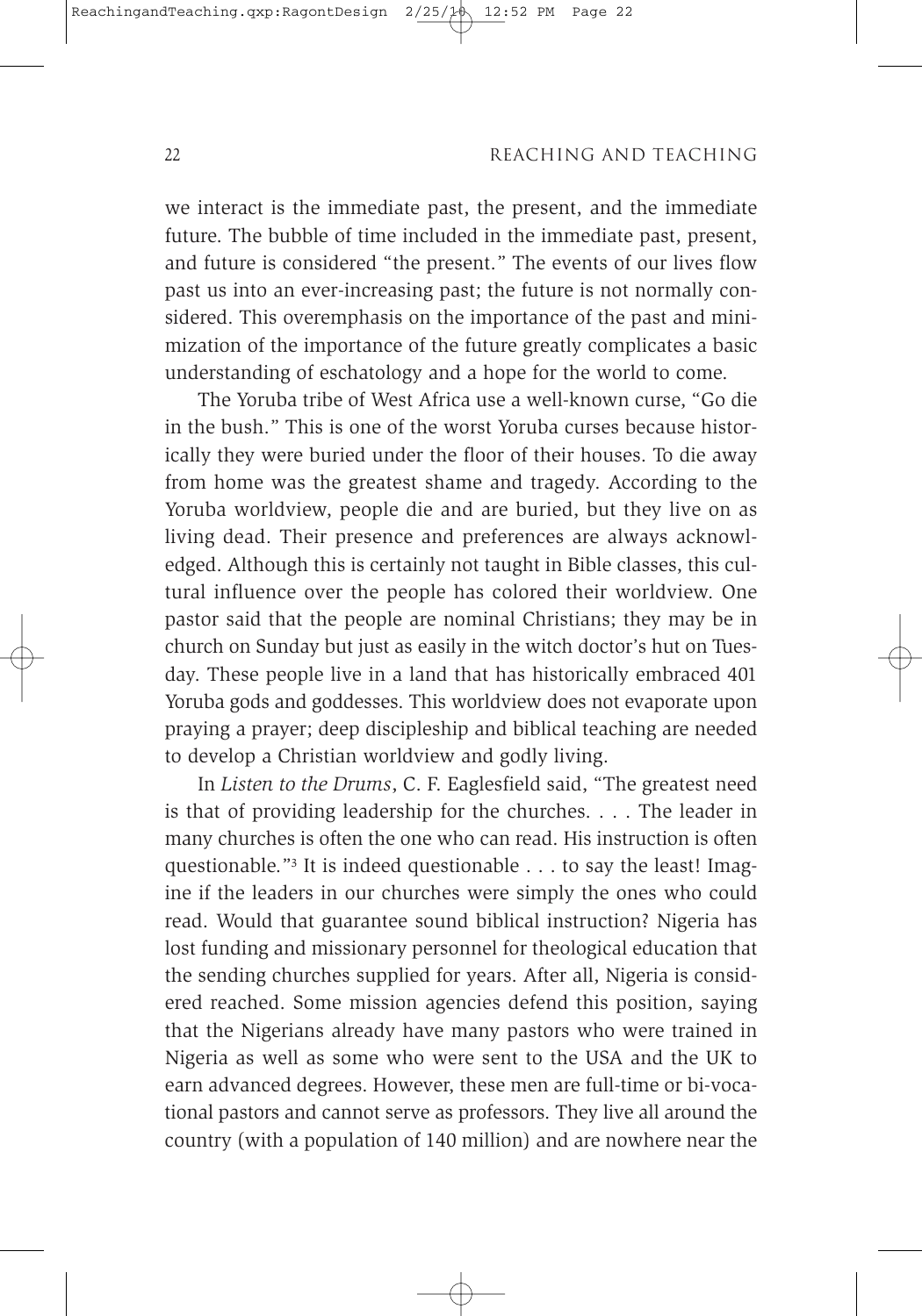we interact is the immediate past, the present, and the immediate future. The bubble of time included in the immediate past, present, and future is considered "the present." The events of our lives flow past us into an ever-increasing past; the future is not normally considered. This overemphasis on the importance of the past and minimization of the importance of the future greatly complicates a basic understanding of eschatology and a hope for the world to come.

The Yoruba tribe of West Africa use a well-known curse, "Go die in the bush." This is one of the worst Yoruba curses because historically they were buried under the floor of their houses. To die away from home was the greatest shame and tragedy. According to the Yoruba worldview, people die and are buried, but they live on as living dead. Their presence and preferences are always acknowledged. Although this is certainly not taught in Bible classes, this cultural influence over the people has colored their worldview. One pastor said that the people are nominal Christians; they may be in church on Sunday but just as easily in the witch doctor's hut on Tuesday. These people live in a land that has historically embraced 401 Yoruba gods and goddesses. This worldview does not evaporate upon praying a prayer; deep discipleship and biblical teaching are needed to develop a Christian worldview and godly living.

In *Listen to the Drums*, C. F. Eaglesfield said, "The greatest need is that of providing leadership for the churches. . . . The leader in many churches is often the one who can read. His instruction is often questionable."[3] It is indeed questionable . . . to say the least! Imagine if the leaders in our churches were simply the ones who could read. Would that guarantee sound biblical instruction? Nigeria has lost funding and missionary personnel for theological education that the sending churches supplied for years. After all, Nigeria is considered reached. Some mission agencies defend this position, saying that the Nigerians already have many pastors who were trained in Nigeria as well as some who were sent to the USA and the UK to earn advanced degrees. However, these men are full-time or bi-vocational pastors and cannot serve as professors. They live all around the country (with a population of 140 million) and are nowhere near the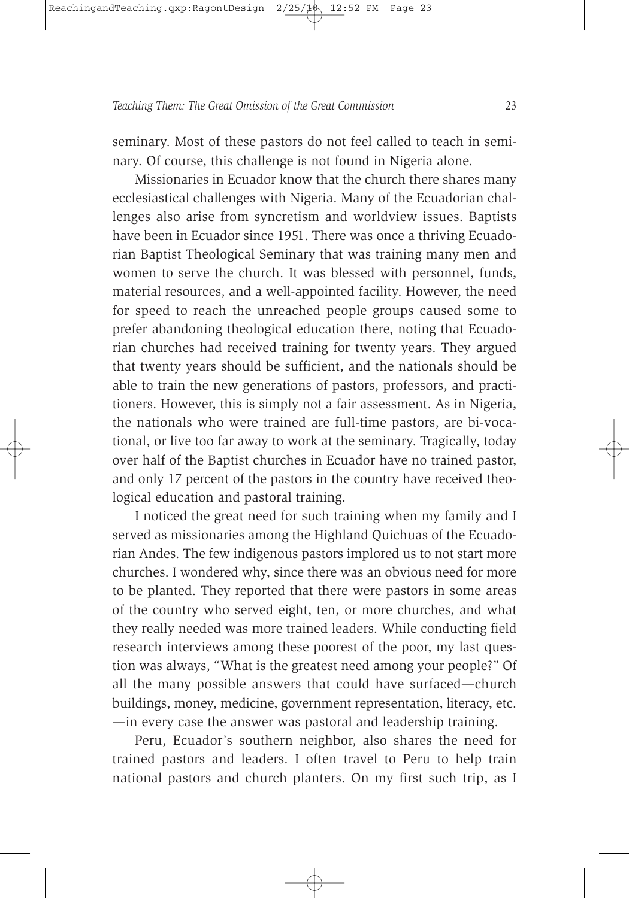seminary. Most of these pastors do not feel called to teach in seminary. Of course, this challenge is not found in Nigeria alone.

Missionaries in Ecuador know that the church there shares many ecclesiastical challenges with Nigeria. Many of the Ecuadorian challenges also arise from syncretism and worldview issues. Baptists have been in Ecuador since 1951. There was once a thriving Ecuadorian Baptist Theological Seminary that was training many men and women to serve the church. It was blessed with personnel, funds, material resources, and a well-appointed facility. However, the need for speed to reach the unreached people groups caused some to prefer abandoning theological education there, noting that Ecuadorian churches had received training for twenty years. They argued that twenty years should be sufficient, and the nationals should be able to train the new generations of pastors, professors, and practitioners. However, this is simply not a fair assessment. As in Nigeria, the nationals who were trained are full-time pastors, are bi-vocational, or live too far away to work at the seminary. Tragically, today over half of the Baptist churches in Ecuador have no trained pastor, and only 17 percent of the pastors in the country have received theological education and pastoral training.

I noticed the great need for such training when my family and I served as missionaries among the Highland Quichuas of the Ecuadorian Andes. The few indigenous pastors implored us to not start more churches. I wondered why, since there was an obvious need for more to be planted. They reported that there were pastors in some areas of the country who served eight, ten, or more churches, and what they really needed was more trained leaders. While conducting field research interviews among these poorest of the poor, my last question was always, "What is the greatest need among your people?" Of all the many possible answers that could have surfaced—church buildings, money, medicine, government representation, literacy, etc. —in every case the answer was pastoral and leadership training.

Peru, Ecuador's southern neighbor, also shares the need for trained pastors and leaders. I often travel to Peru to help train national pastors and church planters. On my first such trip, as I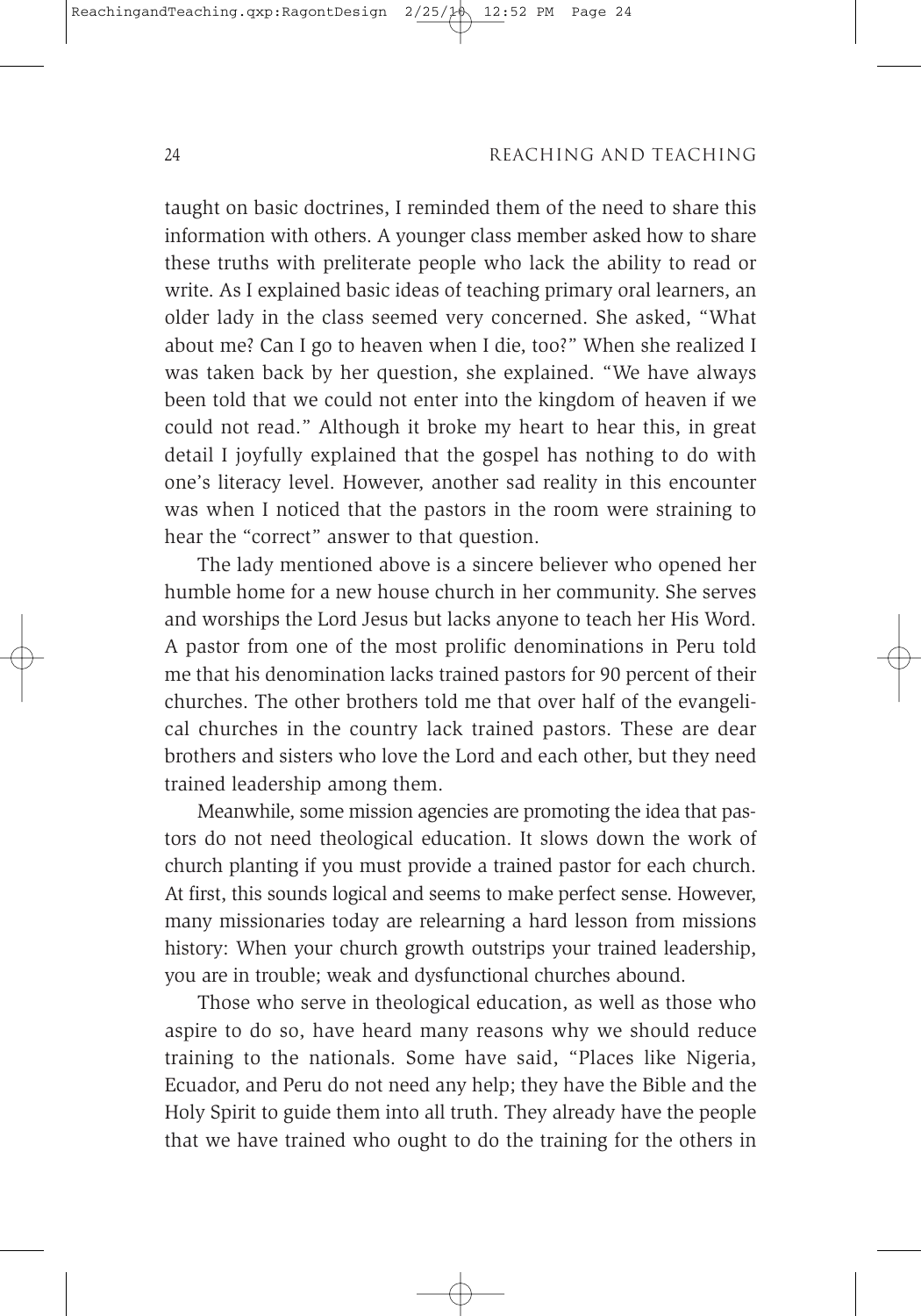taught on basic doctrines, I reminded them of the need to share this information with others. A younger class member asked how to share these truths with preliterate people who lack the ability to read or write. As I explained basic ideas of teaching primary oral learners, an older lady in the class seemed very concerned. She asked, "What about me? Can I go to heaven when I die, too?" When she realized I was taken back by her question, she explained. "We have always been told that we could not enter into the kingdom of heaven if we could not read." Although it broke my heart to hear this, in great detail I joyfully explained that the gospel has nothing to do with one's literacy level. However, another sad reality in this encounter was when I noticed that the pastors in the room were straining to hear the "correct" answer to that question.

The lady mentioned above is a sincere believer who opened her humble home for a new house church in her community. She serves and worships the Lord Jesus but lacks anyone to teach her His Word. A pastor from one of the most prolific denominations in Peru told me that his denomination lacks trained pastors for 90 percent of their churches. The other brothers told me that over half of the evangelical churches in the country lack trained pastors. These are dear brothers and sisters who love the Lord and each other, but they need trained leadership among them.

Meanwhile, some mission agencies are promoting the idea that pastors do not need theological education. It slows down the work of church planting if you must provide a trained pastor for each church. At first, this sounds logical and seems to make perfect sense. However, many missionaries today are relearning a hard lesson from missions history: When your church growth outstrips your trained leadership, you are in trouble; weak and dysfunctional churches abound.

Those who serve in theological education, as well as those who aspire to do so, have heard many reasons why we should reduce training to the nationals. Some have said, "Places like Nigeria, Ecuador, and Peru do not need any help; they have the Bible and the Holy Spirit to guide them into all truth. They already have the people that we have trained who ought to do the training for the others in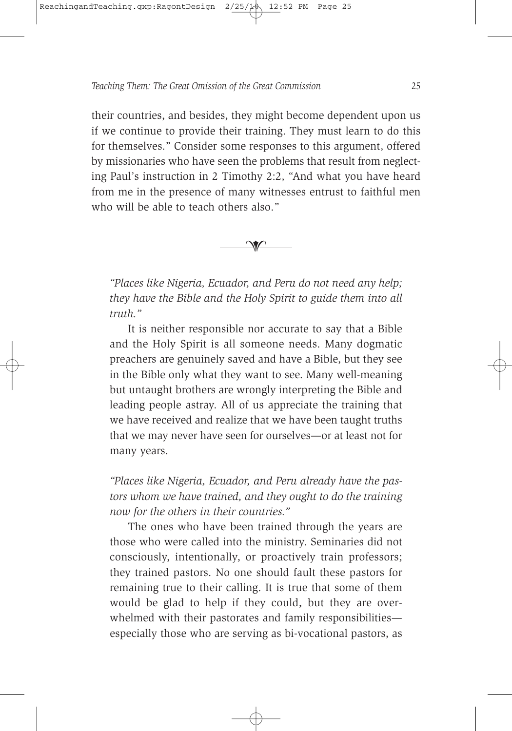their countries, and besides, they might become dependent upon us if we continue to provide their training. They must learn to do this for themselves." Consider some responses to this argument, offered by missionaries who have seen the problems that result from neglecting Paul's instruction in 2 Timothy 2:2, "And what you have heard from me in the presence of many witnesses entrust to faithful men who will be able to teach others also."

*"Places like Nigeria, Ecuador, and Peru do not need any help; they have the Bible and the Holy Spirit to guide them into all truth."*

It is neither responsible nor accurate to say that a Bible and the Holy Spirit is all someone needs. Many dogmatic preachers are genuinely saved and have a Bible, but they see in the Bible only what they want to see. Many well-meaning but untaught brothers are wrongly interpreting the Bible and leading people astray. All of us appreciate the training that we have received and realize that we have been taught truths that we may never have seen for ourselves—or at least not for many years.

*"Places like Nigeria, Ecuador, and Peru already have the pastors whom we have trained, and they ought to do the training now for the others in their countries."*

The ones who have been trained through the years are those who were called into the ministry. Seminaries did not consciously, intentionally, or proactively train professors; they trained pastors. No one should fault these pastors for remaining true to their calling. It is true that some of them would be glad to help if they could, but they are overwhelmed with their pastorates and family responsibilities—especially those who are serving as bi-vocational pastors, as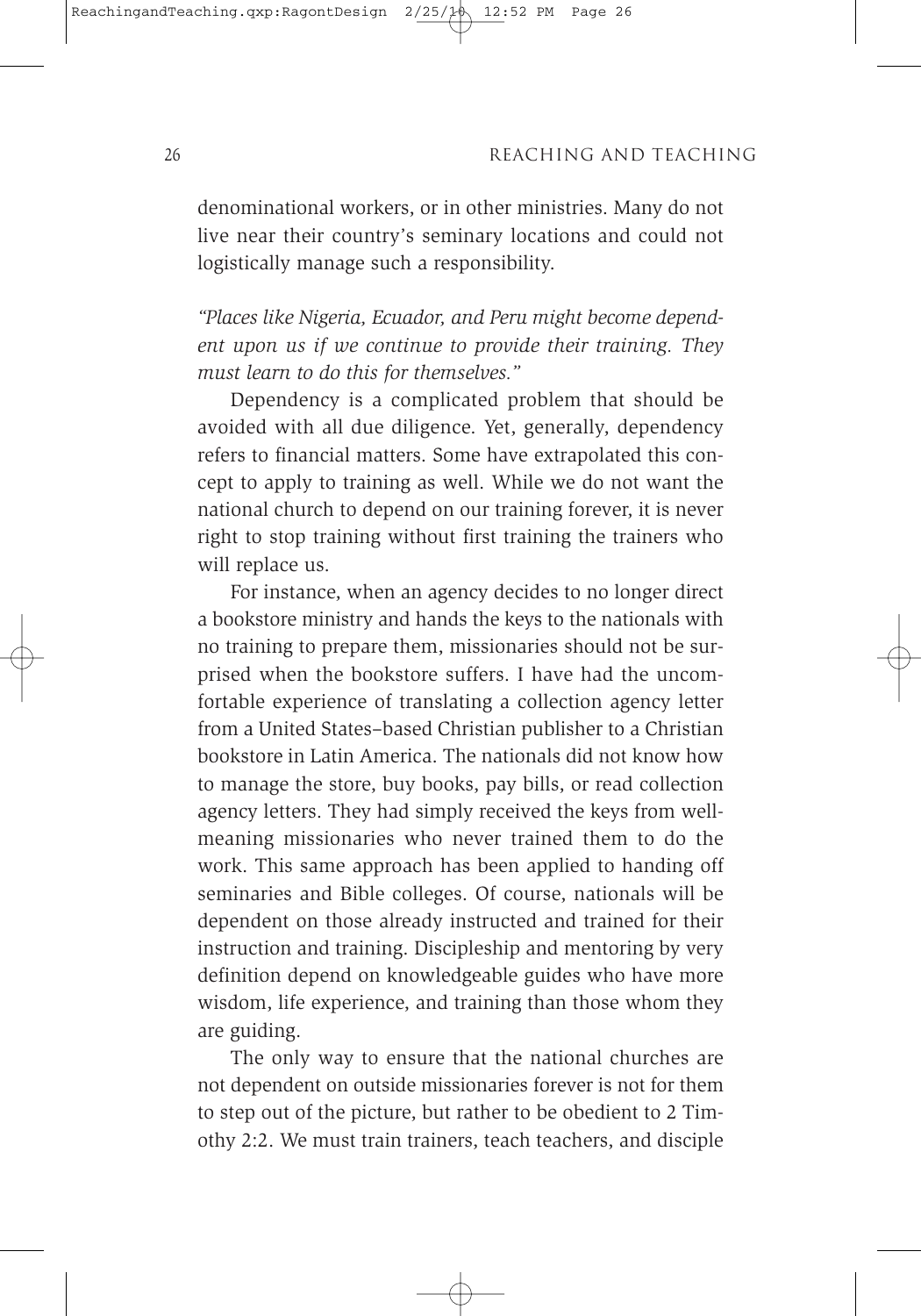denominational workers, or in other ministries. Many do not live near their country's seminary locations and could not logistically manage such a responsibility.

*"Places like Nigeria, Ecuador, and Peru might become dependent upon us if we continue to provide their training. They must learn to do this for themselves."*

Dependency is a complicated problem that should be avoided with all due diligence. Yet, generally, dependency refers to financial matters. Some have extrapolated this concept to apply to training as well. While we do not want the national church to depend on our training forever, it is never right to stop training without first training the trainers who will replace us.

For instance, when an agency decides to no longer direct a bookstore ministry and hands the keys to the nationals with no training to prepare them, missionaries should not be surprised when the bookstore suffers. I have had the uncomfortable experience of translating a collection agency letter from a United States–based Christian publisher to a Christian bookstore in Latin America. The nationals did not know how to manage the store, buy books, pay bills, or read collection agency letters. They had simply received the keys from well-meaning missionaries who never trained them to do the work. This same approach has been applied to handing off seminaries and Bible colleges. Of course, nationals will be dependent on those already instructed and trained for their instruction and training. Discipleship and mentoring by very definition depend on knowledgeable guides who have more wisdom, life experience, and training than those whom they are guiding.

The only way to ensure that the national churches are not dependent on outside missionaries forever is not for them to step out of the picture, but rather to be obedient to 2 Timothy 2:2. We must train trainers, teach teachers, and disciple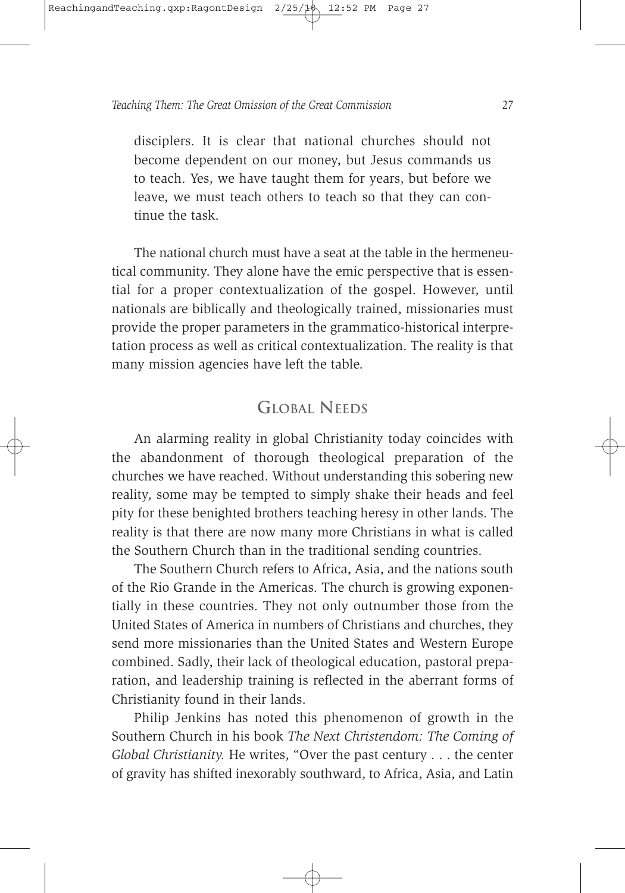disciplers. It is clear that national churches should not become dependent on our money, but Jesus commands us to teach. Yes, we have taught them for years, but before we leave, we must teach others to teach so that they can continue the task.

The national church must have a seat at the table in the hermeneutical community. They alone have the emic perspective that is essential for a proper contextualization of the gospel. However, until nationals are biblically and theologically trained, missionaries must provide the proper parameters in the grammatico-historical interpretation process as well as critical contextualization. The reality is that many mission agencies have left the table.

## Global Needs

An alarming reality in global Christianity today coincides with the abandonment of thorough theological preparation of the churches we have reached. Without understanding this sobering new reality, some may be tempted to simply shake their heads and feel pity for these benighted brothers teaching heresy in other lands. The reality is that there are now many more Christians in what is called the Southern Church than in the traditional sending countries.

The Southern Church refers to Africa, Asia, and the nations south of the Rio Grande in the Americas. The church is growing exponentially in these countries. They not only outnumber those from the United States of America in numbers of Christians and churches, they send more missionaries than the United States and Western Europe combined. Sadly, their lack of theological education, pastoral preparation, and leadership training is reflected in the aberrant forms of Christianity found in their lands.

Philip Jenkins has noted this phenomenon of growth in the Southern Church in his book *The Next Christendom: The Coming of Global Christianity.* He writes, "Over the past century . . . the center of gravity has shifted inexorably southward, to Africa, Asia, and Latin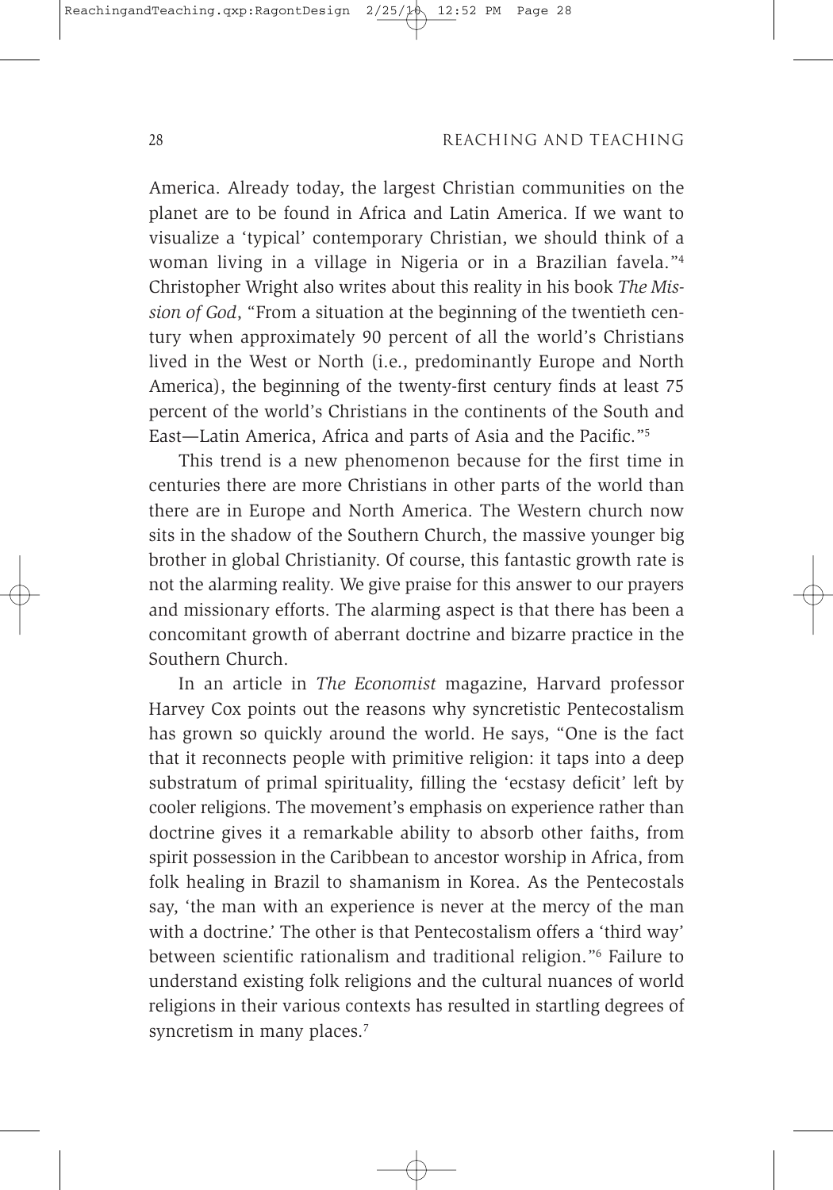America. Already today, the largest Christian communities on the planet are to be found in Africa and Latin America. If we want to visualize a 'typical' contemporary Christian, we should think of a woman living in a village in Nigeria or in a Brazilian favela."[4] Christopher Wright also writes about this reality in his book *The Mission of God*, "From a situation at the beginning of the twentieth century when approximately 90 percent of all the world's Christians lived in the West or North (i.e., predominantly Europe and North America), the beginning of the twenty-first century finds at least 75 percent of the world's Christians in the continents of the South and East—Latin America, Africa and parts of Asia and the Pacific."[5]

This trend is a new phenomenon because for the first time in centuries there are more Christians in other parts of the world than there are in Europe and North America. The Western church now sits in the shadow of the Southern Church, the massive younger big brother in global Christianity. Of course, this fantastic growth rate is not the alarming reality. We give praise for this answer to our prayers and missionary efforts. The alarming aspect is that there has been a concomitant growth of aberrant doctrine and bizarre practice in the Southern Church.

In an article in *The Economist* magazine, Harvard professor Harvey Cox points out the reasons why syncretistic Pentecostalism has grown so quickly around the world. He says, "One is the fact that it reconnects people with primitive religion: it taps into a deep substratum of primal spirituality, filling the 'ecstasy deficit' left by cooler religions. The movement's emphasis on experience rather than doctrine gives it a remarkable ability to absorb other faiths, from spirit possession in the Caribbean to ancestor worship in Africa, from folk healing in Brazil to shamanism in Korea. As the Pentecostals say, 'the man with an experience is never at the mercy of the man with a doctrine.' The other is that Pentecostalism offers a 'third way' between scientific rationalism and traditional religion."[6] Failure to understand existing folk religions and the cultural nuances of world religions in their various contexts has resulted in startling degrees of syncretism in many places.[7]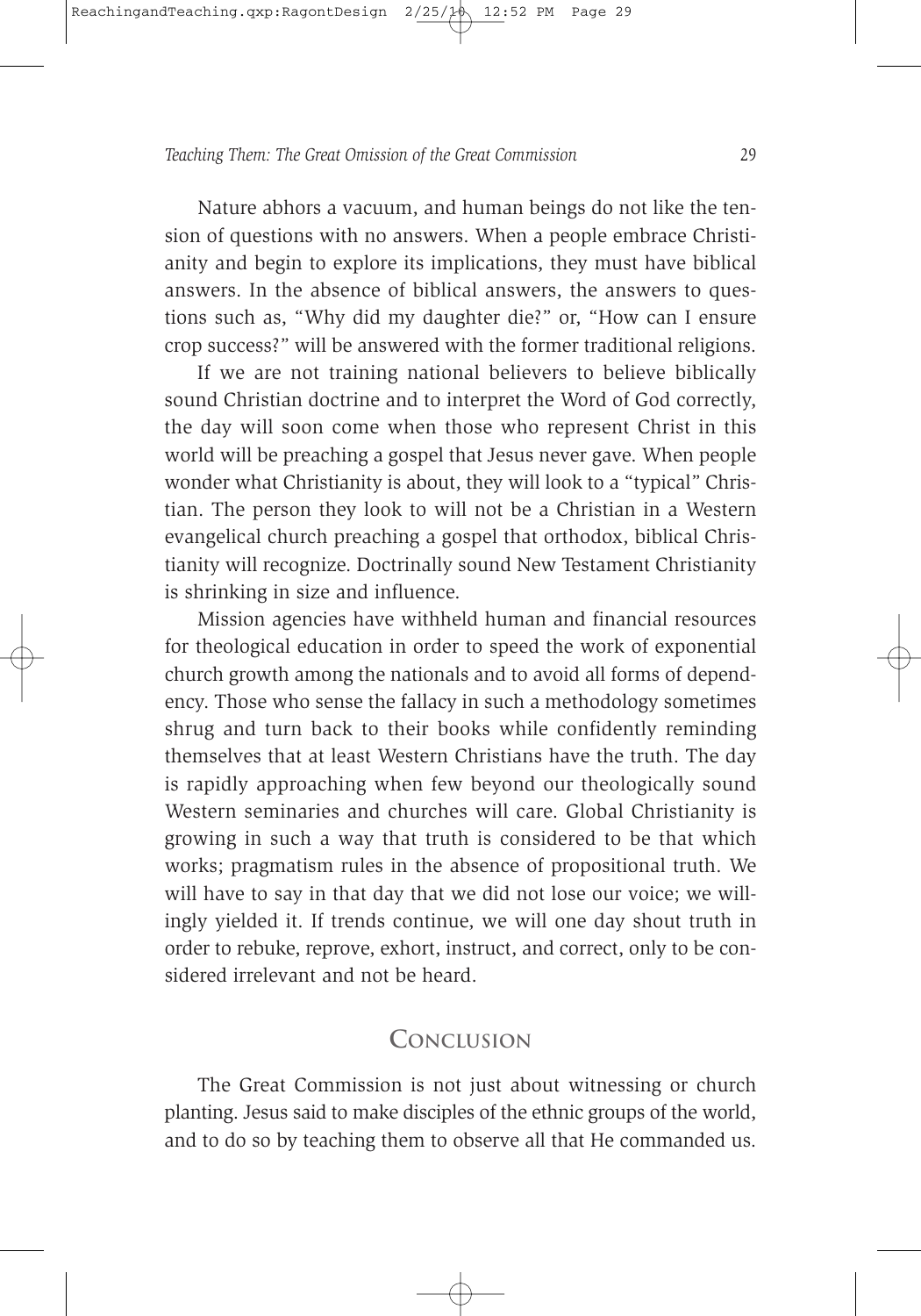Nature abhors a vacuum, and human beings do not like the tension of questions with no answers. When a people embrace Christianity and begin to explore its implications, they must have biblical answers. In the absence of biblical answers, the answers to questions such as, "Why did my daughter die?" or, "How can I ensure crop success?" will be answered with the former traditional religions.

If we are not training national believers to believe biblically sound Christian doctrine and to interpret the Word of God correctly, the day will soon come when those who represent Christ in this world will be preaching a gospel that Jesus never gave. When people wonder what Christianity is about, they will look to a "typical" Christian. The person they look to will not be a Christian in a Western evangelical church preaching a gospel that orthodox, biblical Christianity will recognize. Doctrinally sound New Testament Christianity is shrinking in size and influence.

Mission agencies have withheld human and financial resources for theological education in order to speed the work of exponential church growth among the nationals and to avoid all forms of dependency. Those who sense the fallacy in such a methodology sometimes shrug and turn back to their books while confidently reminding themselves that at least Western Christians have the truth. The day is rapidly approaching when few beyond our theologically sound Western seminaries and churches will care. Global Christianity is growing in such a way that truth is considered to be that which works; pragmatism rules in the absence of propositional truth. We will have to say in that day that we did not lose our voice; we willingly yielded it. If trends continue, we will one day shout truth in order to rebuke, reprove, exhort, instruct, and correct, only to be considered irrelevant and not be heard.

## Conclusion

The Great Commission is not just about witnessing or church planting. Jesus said to make disciples of the ethnic groups of the world, and to do so by teaching them to observe all that He commanded us.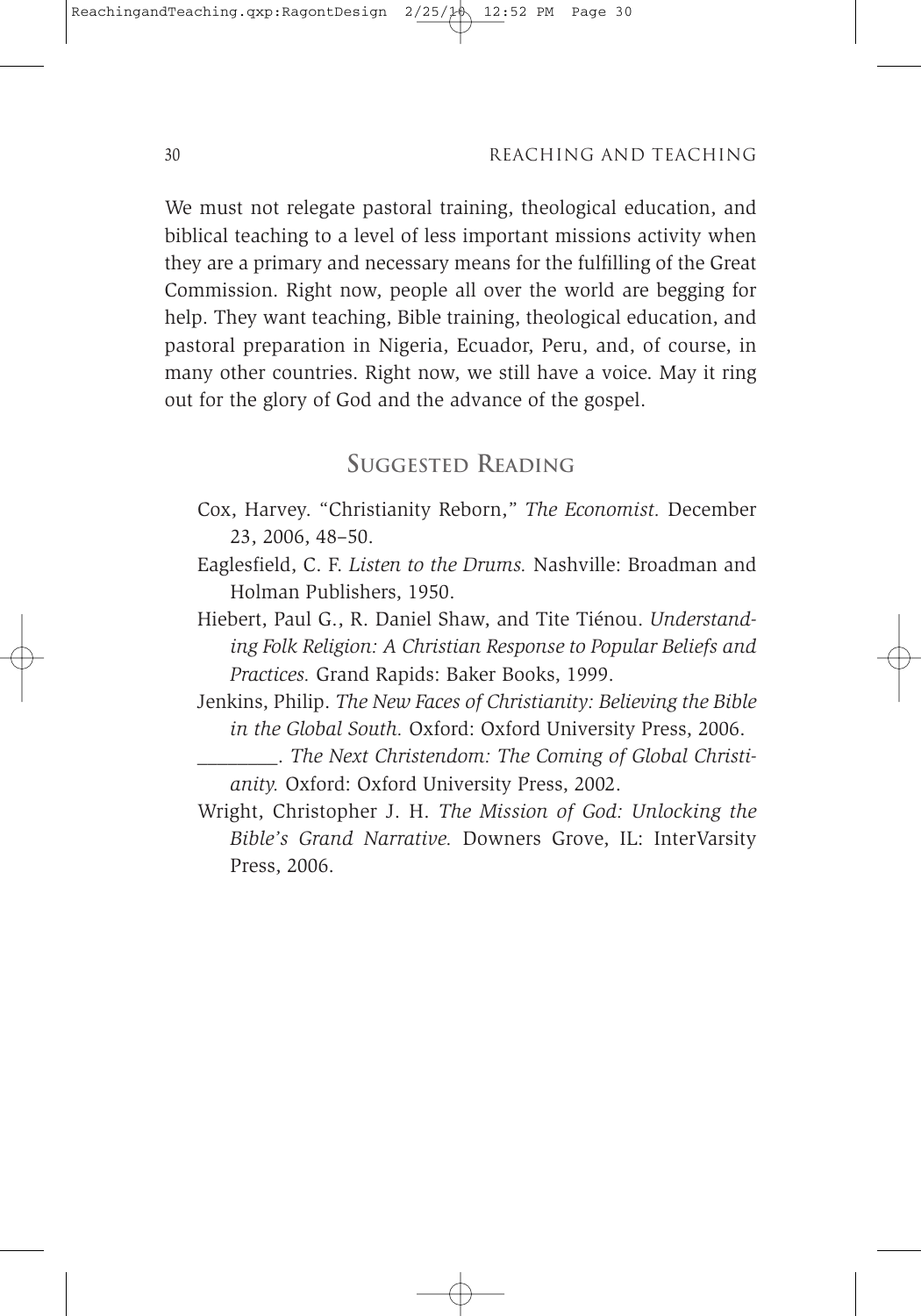We must not relegate pastoral training, theological education, and biblical teaching to a level of less important missions activity when they are a primary and necessary means for the fulfilling of the Great Commission. Right now, people all over the world are begging for help. They want teaching, Bible training, theological education, and pastoral preparation in Nigeria, Ecuador, Peru, and, of course, in many other countries. Right now, we still have a voice. May it ring out for the glory of God and the advance of the gospel.

## Suggested Reading

Cox, Harvey. "Christianity Reborn," *The Economist.* December 23, 2006, 48–50.

Eaglesfield, C. F. *Listen to the Drums.* Nashville: Broadman and Holman Publishers, 1950.

Hiebert, Paul G., R. Daniel Shaw, and Tite Tiénou. *Understanding Folk Religion: A Christian Response to Popular Beliefs and Practices.* Grand Rapids: Baker Books, 1999.

Jenkins, Philip. *The New Faces of Christianity: Believing the Bible in the Global South.* Oxford: Oxford University Press, 2006.

________. *The Next Christendom: The Coming of Global Christianity.* Oxford: Oxford University Press, 2002.

Wright, Christopher J. H. *The Mission of God: Unlocking the Bible's Grand Narrative.* Downers Grove, IL: InterVarsity Press, 2006.